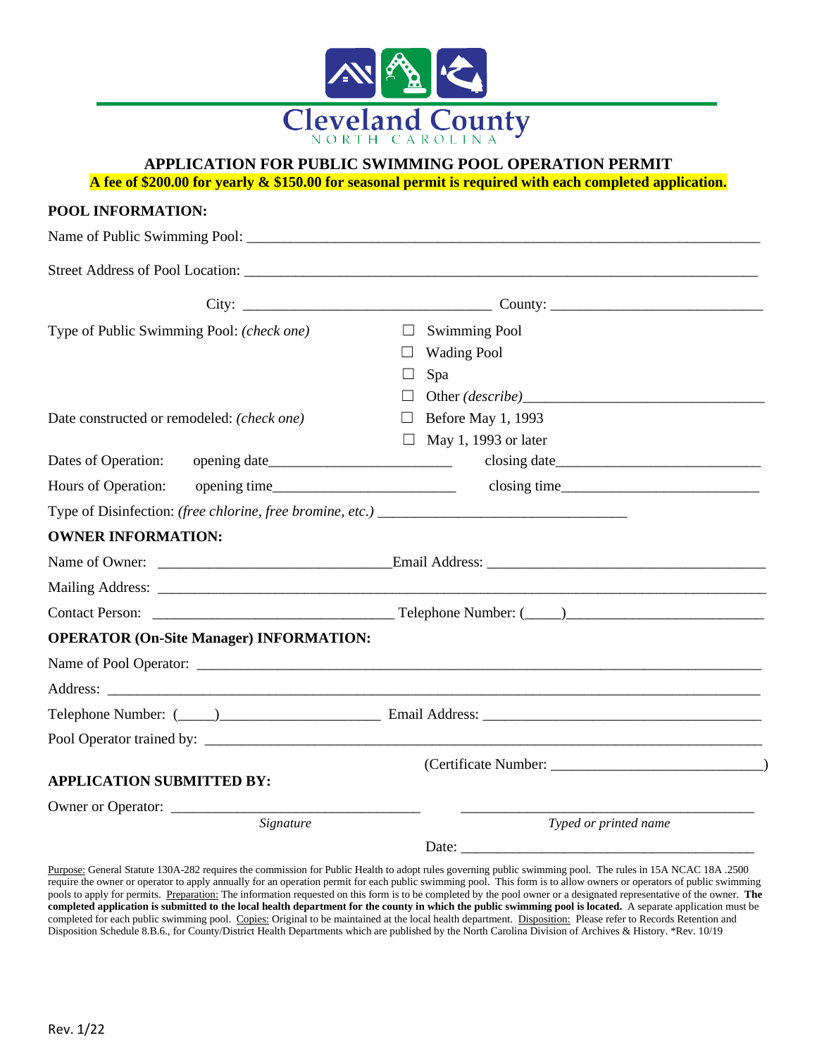Cleveland County
NORTH CAROLINA

**APPLICATION FOR PUBLIC SWIMMING POOL OPERATION PERMIT**

**A fee of $200.00 for yearly & $150.00 for seasonal permit is required with each completed application.**

**POOL INFORMATION:**

Name of Public Swimming Pool: ______________________________

Street Address of Pool Location: ______________________________

City: ____________________ County: ____________________

Type of Public Swimming Pool: *(check one)*

- ☐ Swimming Pool
- ☐ Wading Pool
- ☐ Spa
- ☐ Other *(describe)*____________________

Date constructed or remodeled: *(check one)*

- ☐ Before May 1, 1993
- ☐ May 1, 1993 or later

Dates of Operation: opening date____________________ closing date____________________

Hours of Operation: opening time____________________ closing time____________________

Type of Disinfection: *(free chlorine, free bromine, etc.)* ____________________

**OWNER INFORMATION:**

Name of Owner: ____________________ Email Address: ____________________

Mailing Address: ______________________________

Contact Person: ____________________ Telephone Number: (____)____________________

**OPERATOR (On-Site Manager) INFORMATION:**

Name of Pool Operator: ______________________________

Address: ______________________________

Telephone Number: (____)____________________ Email Address: ____________________

Pool Operator trained by: ______________________________

(Certificate Number: ____________________)

**APPLICATION SUBMITTED BY:**

Owner or Operator: ____________________ ____________________

*Signature* *Typed or printed name*

Date: ____________________

Purpose: General Statute 130A-282 requires the commission for Public Health to adopt rules governing public swimming pool. The rules in 15A NCAC 18A .2500 require the owner or operator to apply annually for an operation permit for each public swimming pool. This form is to allow owners or operators of public swimming pools to apply for permits. Preparation: The information requested on this form is to be completed by the pool owner or a designated representative of the owner. **The completed application is submitted to the local health department for the county in which the public swimming pool is located.** A separate application must be completed for each public swimming pool. Copies: Original to be maintained at the local health department. Disposition: Please refer to Records Retention and Disposition Schedule 8.B.6., for County/District Health Departments which are published by the North Carolina Division of Archives & History. *Rev. 10/19

Rev. 1/22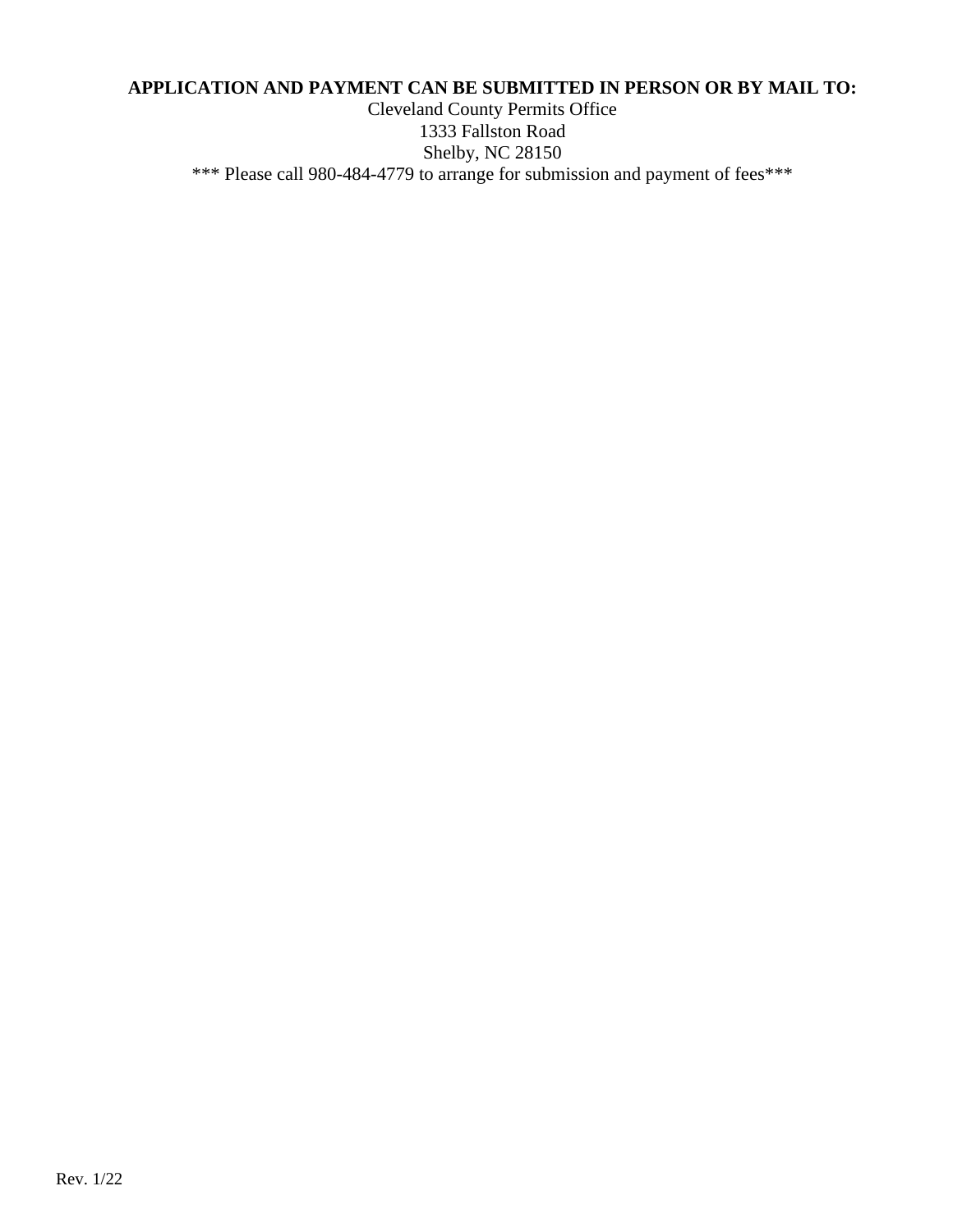**APPLICATION AND PAYMENT CAN BE SUBMITTED IN PERSON OR BY MAIL TO:**

Cleveland County Permits Office
1333 Fallston Road
Shelby, NC 28150

*** Please call 980-484-4779 to arrange for submission and payment of fees***

Rev. 1/22